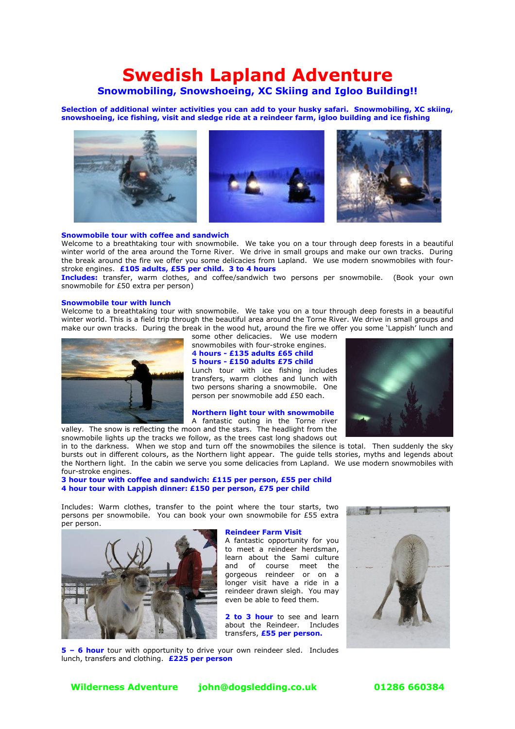# Swedish Lapland Adventure

## Snowmobiling, Snowshoeing, XC Skiing and Igloo Building!!

**Selection of additional winter activities you can add to your husky safari. Snowmobiling, XC skiing, snowshoeing, ice fishing, visit and sledge ride at a reindeer farm, igloo building and ice fishing**

### Snowmobile tour with coffee and sandwich

Welcome to a breathtaking tour with snowmobile. We take you on a tour through deep forests in a beautiful winter world of the area around the Torne River. We drive in small groups and make our own tracks. During the break around the fire we offer you some delicacies from Lapland. We use modern snowmobiles with four-stroke engines. **£105 adults, £55 per child. 3 to 4 hours**

**Includes:** transfer, warm clothes, and coffee/sandwich two persons per snowmobile. (Book your own snowmobile for £50 extra per person)

### Snowmobile tour with lunch

Welcome to a breathtaking tour with snowmobile. We take you on a tour through deep forests in a beautiful winter world. This is a field trip through the beautiful area around the Torne River. We drive in small groups and make our own tracks. During the break in the wood hut, around the fire we offer you some 'Lappish' lunch and some other delicacies. We use modern snowmobiles with four-stroke engines.

**4 hours - £135 adults £65 child**
**5 hours - £150 adults £75 child**

Lunch tour with ice fishing includes transfers, warm clothes and lunch with two persons sharing a snowmobile. One person per snowmobile add £50 each.

### Northern light tour with snowmobile

A fantastic outing in the Torne river valley. The snow is reflecting the moon and the stars. The headlight from the snowmobile lights up the tracks we follow, as the trees cast long shadows out in to the darkness. When we stop and turn off the snowmobiles the silence is total. Then suddenly the sky bursts out in different colours, as the Northern light appear. The guide tells stories, myths and legends about the Northern light. In the cabin we serve you some delicacies from Lapland. We use modern snowmobiles with four-stroke engines.

**3 hour tour with coffee and sandwich: £115 per person, £55 per child**
**4 hour tour with Lappish dinner: £150 per person, £75 per child**

Includes: Warm clothes, transfer to the point where the tour starts, two persons per snowmobile. You can book your own snowmobile for £55 extra per person.

### Reindeer Farm Visit

A fantastic opportunity for you to meet a reindeer herdsman, learn about the Sami culture and of course meet the gorgeous reindeer or on a longer visit have a ride in a reindeer drawn sleigh. You may even be able to feed them.

**2 to 3 hour** to see and learn about the Reindeer. Includes transfers, **£55 per person.**

**5 – 6 hour** tour with opportunity to drive your own reindeer sled. Includes lunch, transfers and clothing. **£225 per person**

**Wilderness Adventure** **john@dogsledding.co.uk** **01286 660384**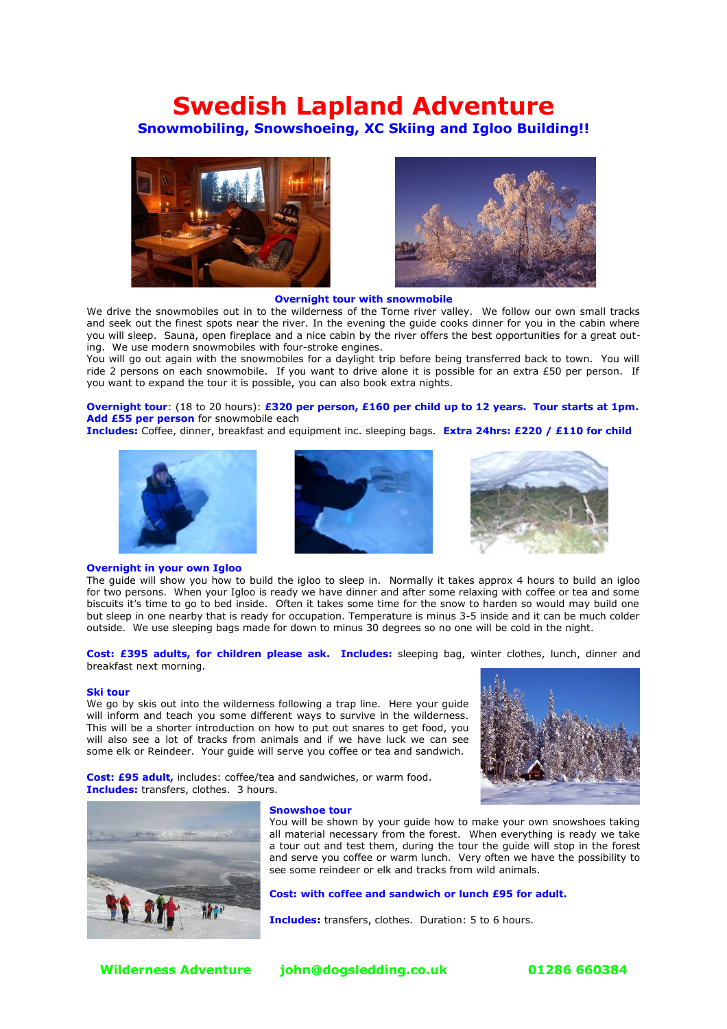# Swedish Lapland Adventure

## Snowmobiling, Snowshoeing, XC Skiing and Igloo Building!!

### Overnight tour with snowmobile

We drive the snowmobiles out in to the wilderness of the Torne river valley. We follow our own small tracks and seek out the finest spots near the river. In the evening the guide cooks dinner for you in the cabin where you will sleep. Sauna, open fireplace and a nice cabin by the river offers the best opportunities for a great outing. We use modern snowmobiles with four-stroke engines.
You will go out again with the snowmobiles for a daylight trip before being transferred back to town. You will ride 2 persons on each snowmobile. If you want to drive alone it is possible for an extra £50 per person. If you want to expand the tour it is possible, you can also book extra nights.

**Overnight tour**: (18 to 20 hours): **£320 per person, £160 per child up to 12 years. Tour starts at 1pm. Add £55 per person** for snowmobile each
**Includes:** Coffee, dinner, breakfast and equipment inc. sleeping bags. **Extra 24hrs: £220 / £110 for child**

### Overnight in your own Igloo

The guide will show you how to build the igloo to sleep in. Normally it takes approx 4 hours to build an igloo for two persons. When your Igloo is ready we have dinner and after some relaxing with coffee or tea and some biscuits it's time to go to bed inside. Often it takes some time for the snow to harden so would may build one but sleep in one nearby that is ready for occupation. Temperature is minus 3-5 inside and it can be much colder outside. We use sleeping bags made for down to minus 30 degrees so no one will be cold in the night.

**Cost: £395 adults, for children please ask. Includes:** sleeping bag, winter clothes, lunch, dinner and breakfast next morning.

### Ski tour

We go by skis out into the wilderness following a trap line. Here your guide will inform and teach you some different ways to survive in the wilderness. This will be a shorter introduction on how to put out snares to get food, you will also see a lot of tracks from animals and if we have luck we can see some elk or Reindeer. Your guide will serve you coffee or tea and sandwich.

**Cost: £95 adult,** includes: coffee/tea and sandwiches, or warm food.
**Includes:** transfers, clothes. 3 hours.

### Snowshoe tour

You will be shown by your guide how to make your own snowshoes taking all material necessary from the forest. When everything is ready we take a tour out and test them, during the tour the guide will stop in the forest and serve you coffee or warm lunch. Very often we have the possibility to see some reindeer or elk and tracks from wild animals.

**Cost: with coffee and sandwich or lunch £95 for adult.**

**Includes:** transfers, clothes. Duration: 5 to 6 hours.

**Wilderness Adventure** **john@dogsledding.co.uk** **01286 660384**